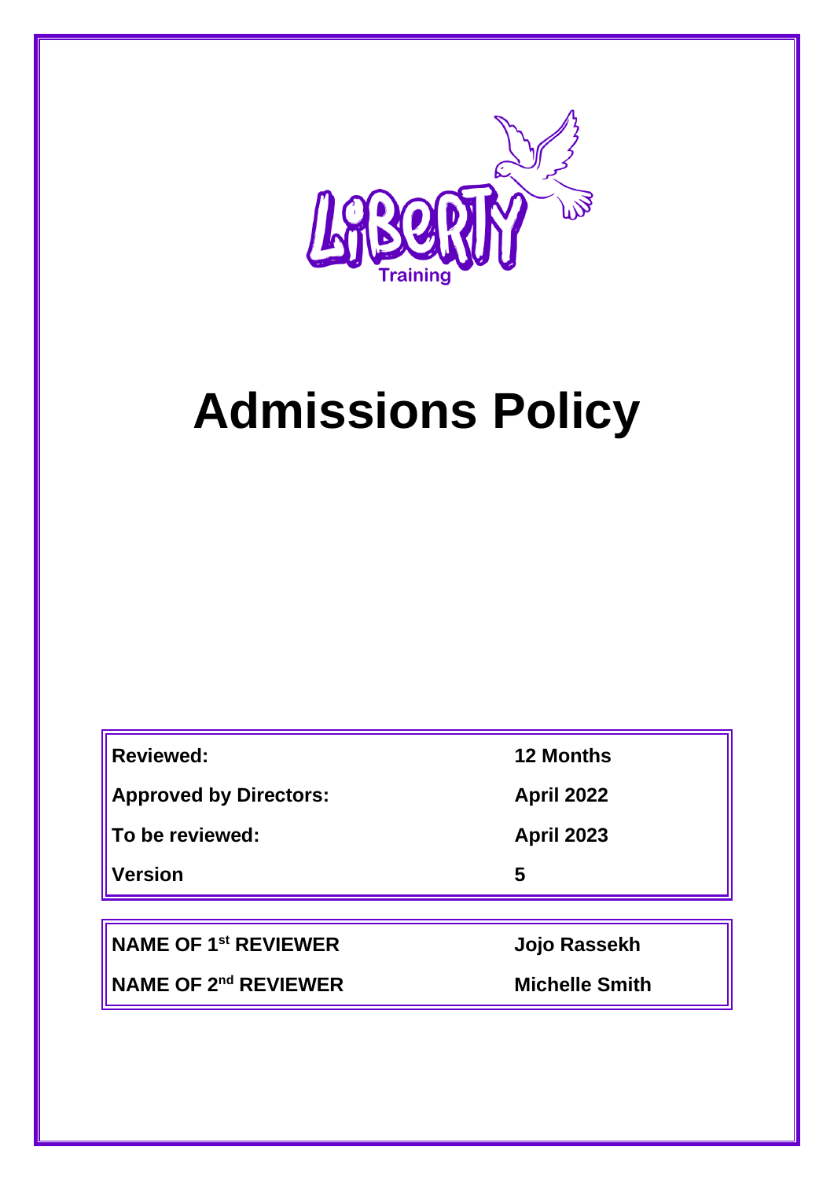LiBeRTy Training

# Admissions Policy

| | |
|---|---|
| **Reviewed:** | **12 Months** |
| **Approved by Directors:** | **April 2022** |
| **To be reviewed:** | **April 2023** |
| **Version** | **5** |

| | |
|---|---|
| **NAME OF 1st REVIEWER** | **Jojo Rassekh** |
| **NAME OF 2nd REVIEWER** | **Michelle Smith** |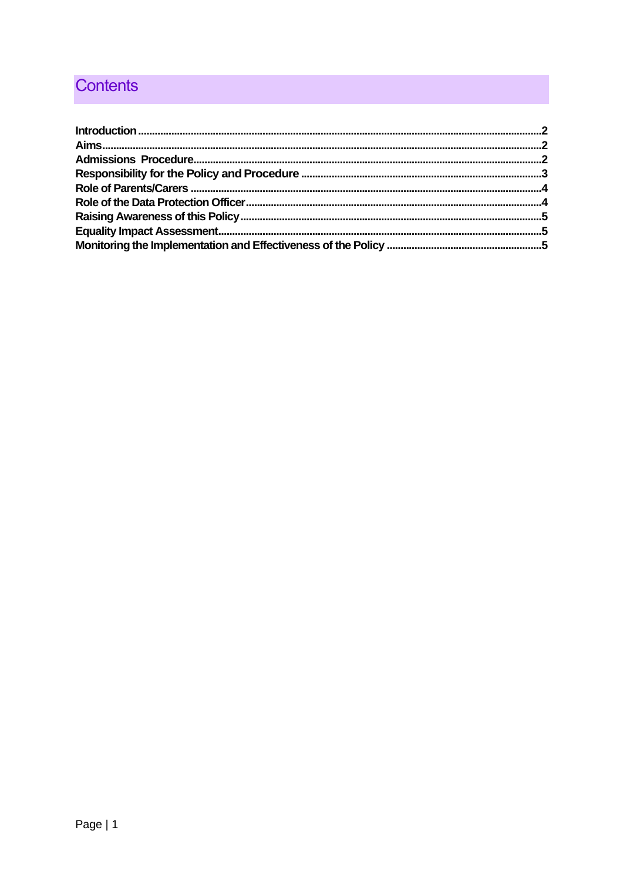# Contents

**Introduction** .......... 2
**Aims** .......... 2
**Admissions Procedure** .......... 2
**Responsibility for the Policy and Procedure** .......... 3
**Role of Parents/Carers** .......... 4
**Role of the Data Protection Officer** .......... 4
**Raising Awareness of this Policy** .......... 5
**Equality Impact Assessment** .......... 5
**Monitoring the Implementation and Effectiveness of the Policy** .......... 5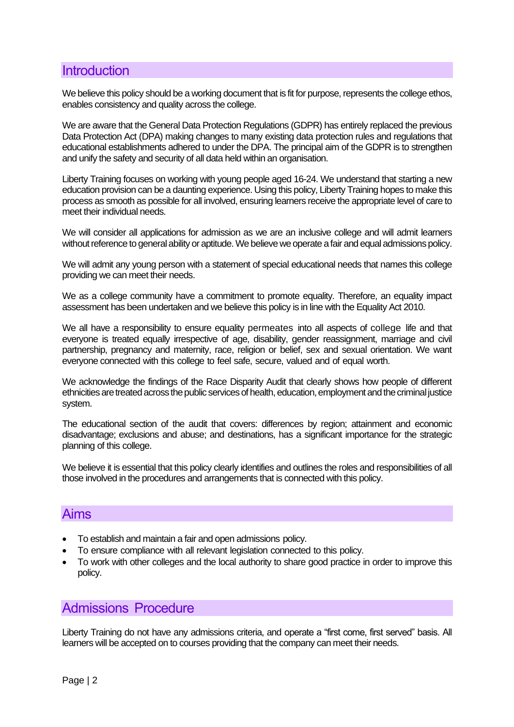## Introduction

We believe this policy should be a working document that is fit for purpose, represents the college ethos, enables consistency and quality across the college.

We are aware that the General Data Protection Regulations (GDPR) has entirely replaced the previous Data Protection Act (DPA) making changes to many existing data protection rules and regulations that educational establishments adhered to under the DPA. The principal aim of the GDPR is to strengthen and unify the safety and security of all data held within an organisation.

Liberty Training focuses on working with young people aged 16-24. We understand that starting a new education provision can be a daunting experience. Using this policy, Liberty Training hopes to make this process as smooth as possible for all involved, ensuring learners receive the appropriate level of care to meet their individual needs.

We will consider all applications for admission as we are an inclusive college and will admit learners without reference to general ability or aptitude. We believe we operate a fair and equal admissions policy.

We will admit any young person with a statement of special educational needs that names this college providing we can meet their needs.

We as a college community have a commitment to promote equality. Therefore, an equality impact assessment has been undertaken and we believe this policy is in line with the Equality Act 2010.

We all have a responsibility to ensure equality permeates into all aspects of college life and that everyone is treated equally irrespective of age, disability, gender reassignment, marriage and civil partnership, pregnancy and maternity, race, religion or belief, sex and sexual orientation. We want everyone connected with this college to feel safe, secure, valued and of equal worth.

We acknowledge the findings of the Race Disparity Audit that clearly shows how people of different ethnicities are treated across the public services of health, education, employment and the criminal justice system.

The educational section of the audit that covers: differences by region; attainment and economic disadvantage; exclusions and abuse; and destinations, has a significant importance for the strategic planning of this college.

We believe it is essential that this policy clearly identifies and outlines the roles and responsibilities of all those involved in the procedures and arrangements that is connected with this policy.

## Aims

- To establish and maintain a fair and open admissions policy.
- To ensure compliance with all relevant legislation connected to this policy.
- To work with other colleges and the local authority to share good practice in order to improve this policy.

## Admissions Procedure

Liberty Training do not have any admissions criteria, and operate a "first come, first served" basis. All learners will be accepted on to courses providing that the company can meet their needs.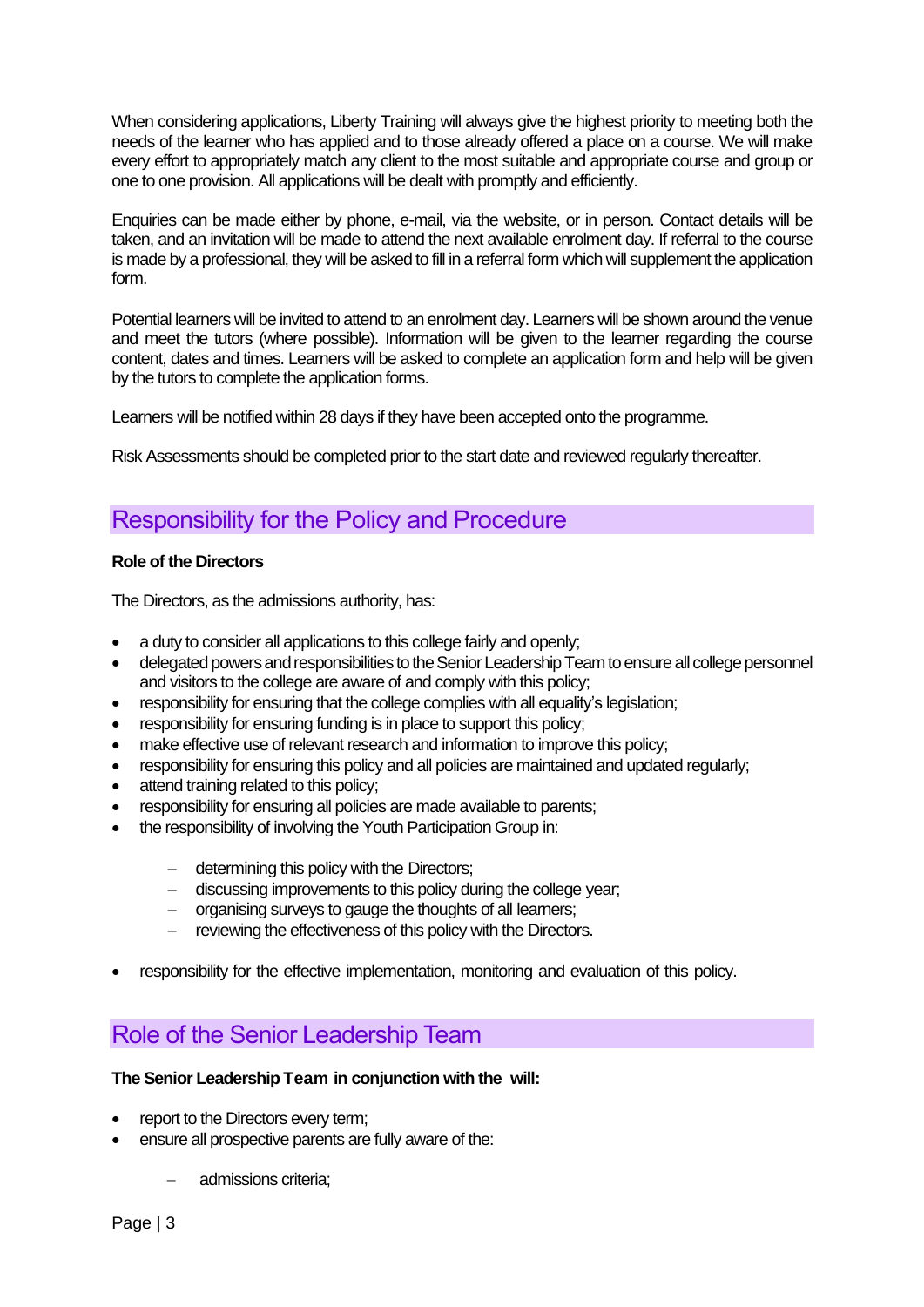When considering applications, Liberty Training will always give the highest priority to meeting both the needs of the learner who has applied and to those already offered a place on a course. We will make every effort to appropriately match any client to the most suitable and appropriate course and group or one to one provision. All applications will be dealt with promptly and efficiently.

Enquiries can be made either by phone, e-mail, via the website, or in person. Contact details will be taken, and an invitation will be made to attend the next available enrolment day. If referral to the course is made by a professional, they will be asked to fill in a referral form which will supplement the application form.

Potential learners will be invited to attend to an enrolment day. Learners will be shown around the venue and meet the tutors (where possible). Information will be given to the learner regarding the course content, dates and times. Learners will be asked to complete an application form and help will be given by the tutors to complete the application forms.

Learners will be notified within 28 days if they have been accepted onto the programme.

Risk Assessments should be completed prior to the start date and reviewed regularly thereafter.

## Responsibility for the Policy and Procedure

**Role of the Directors**

The Directors, as the admissions authority, has:

- a duty to consider all applications to this college fairly and openly;
- delegated powers and responsibilities to the Senior Leadership Team to ensure all college personnel and visitors to the college are aware of and comply with this policy;
- responsibility for ensuring that the college complies with all equality's legislation;
- responsibility for ensuring funding is in place to support this policy;
- make effective use of relevant research and information to improve this policy;
- responsibility for ensuring this policy and all policies are maintained and updated regularly;
- attend training related to this policy;
- responsibility for ensuring all policies are made available to parents;
- the responsibility of involving the Youth Participation Group in:
    - determining this policy with the Directors;
    - discussing improvements to this policy during the college year;
    - organising surveys to gauge the thoughts of all learners;
    - reviewing the effectiveness of this policy with the Directors.
- responsibility for the effective implementation, monitoring and evaluation of this policy.

## Role of the Senior Leadership Team

**The Senior Leadership Team in conjunction with the will:**

- report to the Directors every term;
- ensure all prospective parents are fully aware of the:
    - admissions criteria;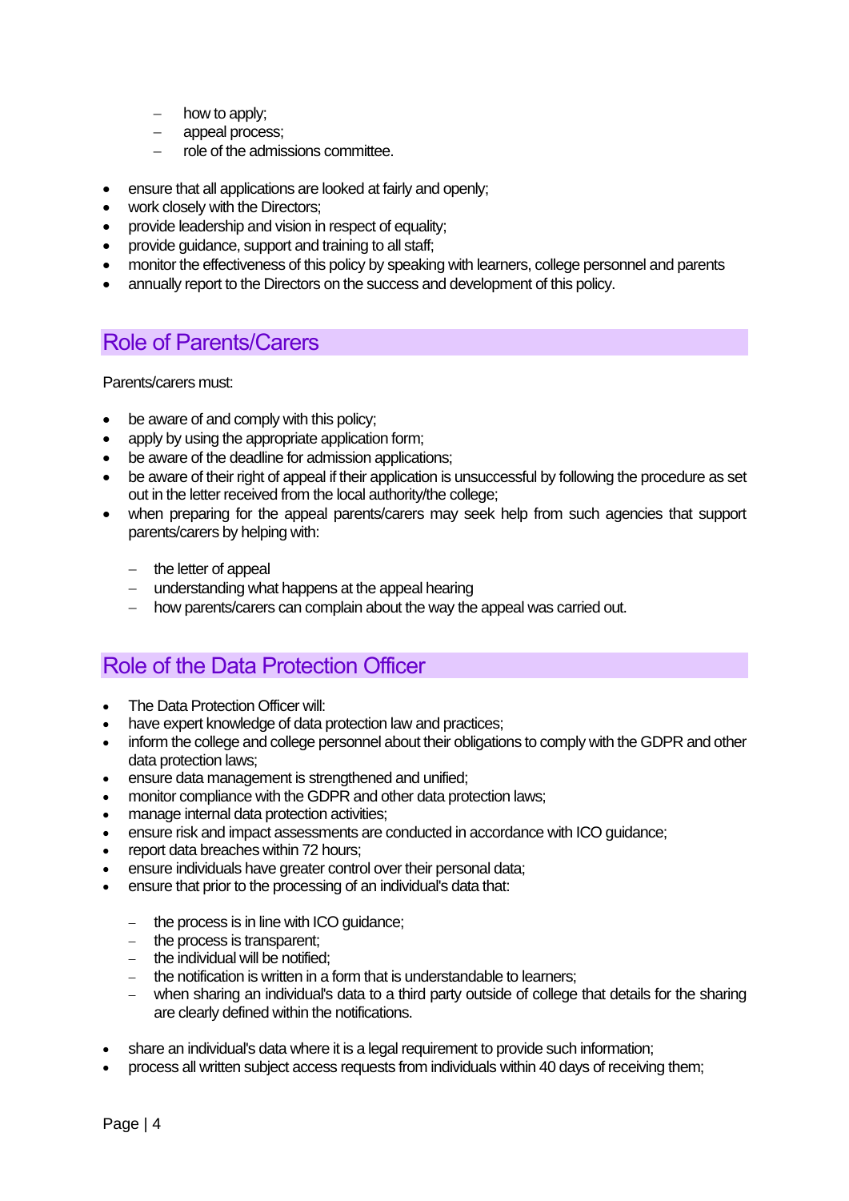- how to apply;
- appeal process;
- role of the admissions committee.

- ensure that all applications are looked at fairly and openly;
- work closely with the Directors;
- provide leadership and vision in respect of equality;
- provide guidance, support and training to all staff;
- monitor the effectiveness of this policy by speaking with learners, college personnel and parents
- annually report to the Directors on the success and development of this policy.

## Role of Parents/Carers

Parents/carers must:

- be aware of and comply with this policy;
- apply by using the appropriate application form;
- be aware of the deadline for admission applications;
- be aware of their right of appeal if their application is unsuccessful by following the procedure as set out in the letter received from the local authority/the college;
- when preparing for the appeal parents/carers may seek help from such agencies that support parents/carers by helping with:
    - the letter of appeal
    - understanding what happens at the appeal hearing
    - how parents/carers can complain about the way the appeal was carried out.

## Role of the Data Protection Officer

- The Data Protection Officer will:
- have expert knowledge of data protection law and practices;
- inform the college and college personnel about their obligations to comply with the GDPR and other data protection laws;
- ensure data management is strengthened and unified;
- monitor compliance with the GDPR and other data protection laws;
- manage internal data protection activities;
- ensure risk and impact assessments are conducted in accordance with ICO guidance;
- report data breaches within 72 hours;
- ensure individuals have greater control over their personal data;
- ensure that prior to the processing of an individual's data that:
    - the process is in line with ICO guidance;
    - the process is transparent;
    - the individual will be notified;
    - the notification is written in a form that is understandable to learners;
    - when sharing an individual's data to a third party outside of college that details for the sharing are clearly defined within the notifications.

- share an individual's data where it is a legal requirement to provide such information;
- process all written subject access requests from individuals within 40 days of receiving them;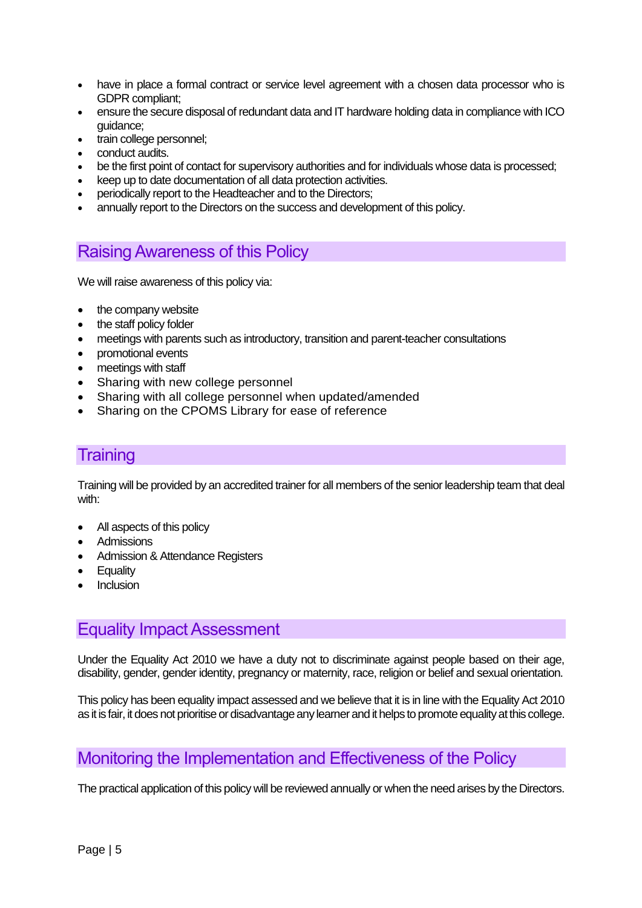- have in place a formal contract or service level agreement with a chosen data processor who is GDPR compliant;
- ensure the secure disposal of redundant data and IT hardware holding data in compliance with ICO guidance;
- train college personnel;
- conduct audits.
- be the first point of contact for supervisory authorities and for individuals whose data is processed;
- keep up to date documentation of all data protection activities.
- periodically report to the Headteacher and to the Directors;
- annually report to the Directors on the success and development of this policy.

## Raising Awareness of this Policy

We will raise awareness of this policy via:

- the company website
- the staff policy folder
- meetings with parents such as introductory, transition and parent-teacher consultations
- promotional events
- meetings with staff
- Sharing with new college personnel
- Sharing with all college personnel when updated/amended
- Sharing on the CPOMS Library for ease of reference

## Training

Training will be provided by an accredited trainer for all members of the senior leadership team that deal with:

- All aspects of this policy
- Admissions
- Admission & Attendance Registers
- Equality
- Inclusion

## Equality Impact Assessment

Under the Equality Act 2010 we have a duty not to discriminate against people based on their age, disability, gender, gender identity, pregnancy or maternity, race, religion or belief and sexual orientation.

This policy has been equality impact assessed and we believe that it is in line with the Equality Act 2010 as it is fair, it does not prioritise or disadvantage any learner and it helps to promote equality at this college.

## Monitoring the Implementation and Effectiveness of the Policy

The practical application of this policy will be reviewed annually or when the need arises by the Directors.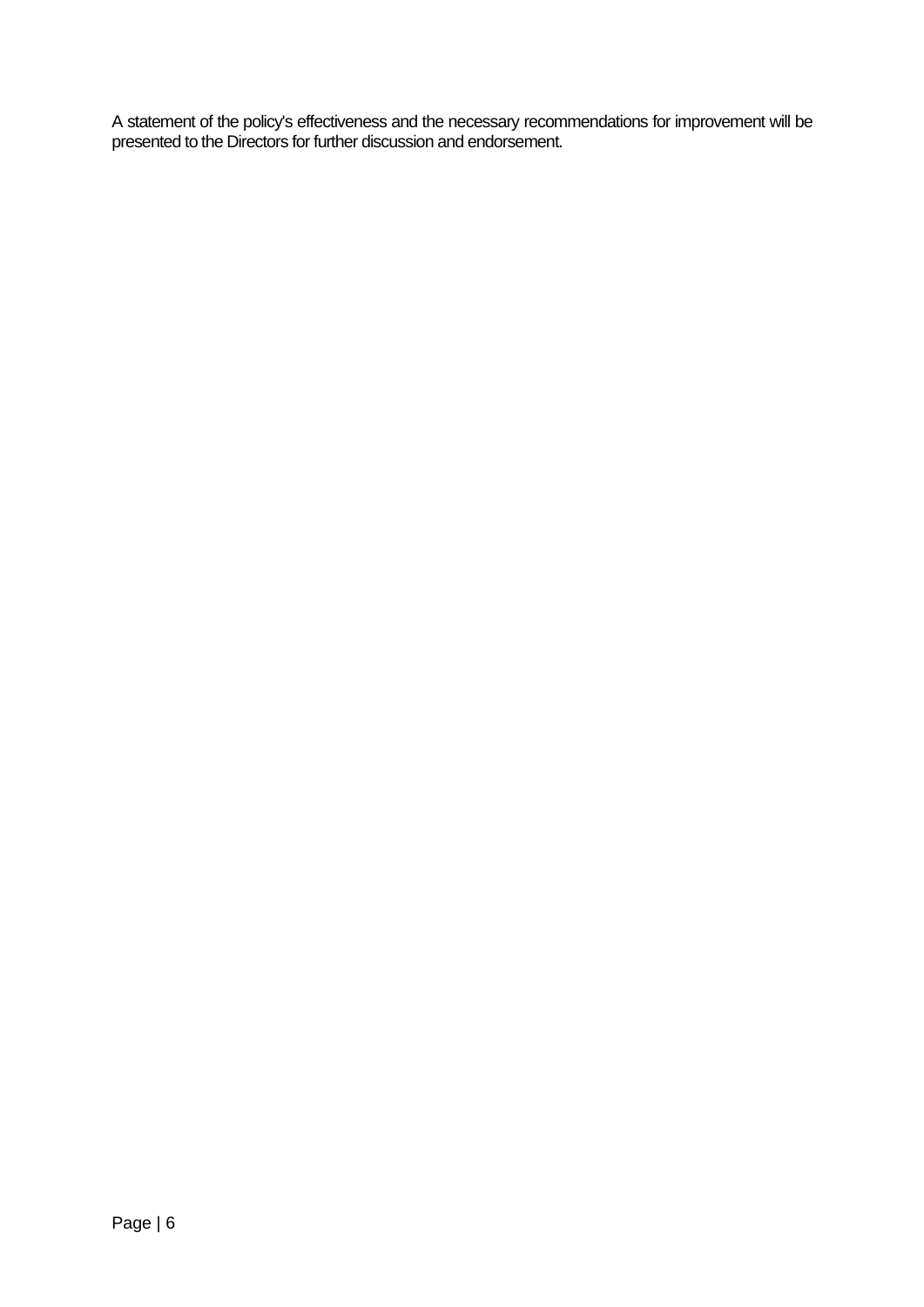A statement of the policy's effectiveness and the necessary recommendations for improvement will be presented to the Directors for further discussion and endorsement.